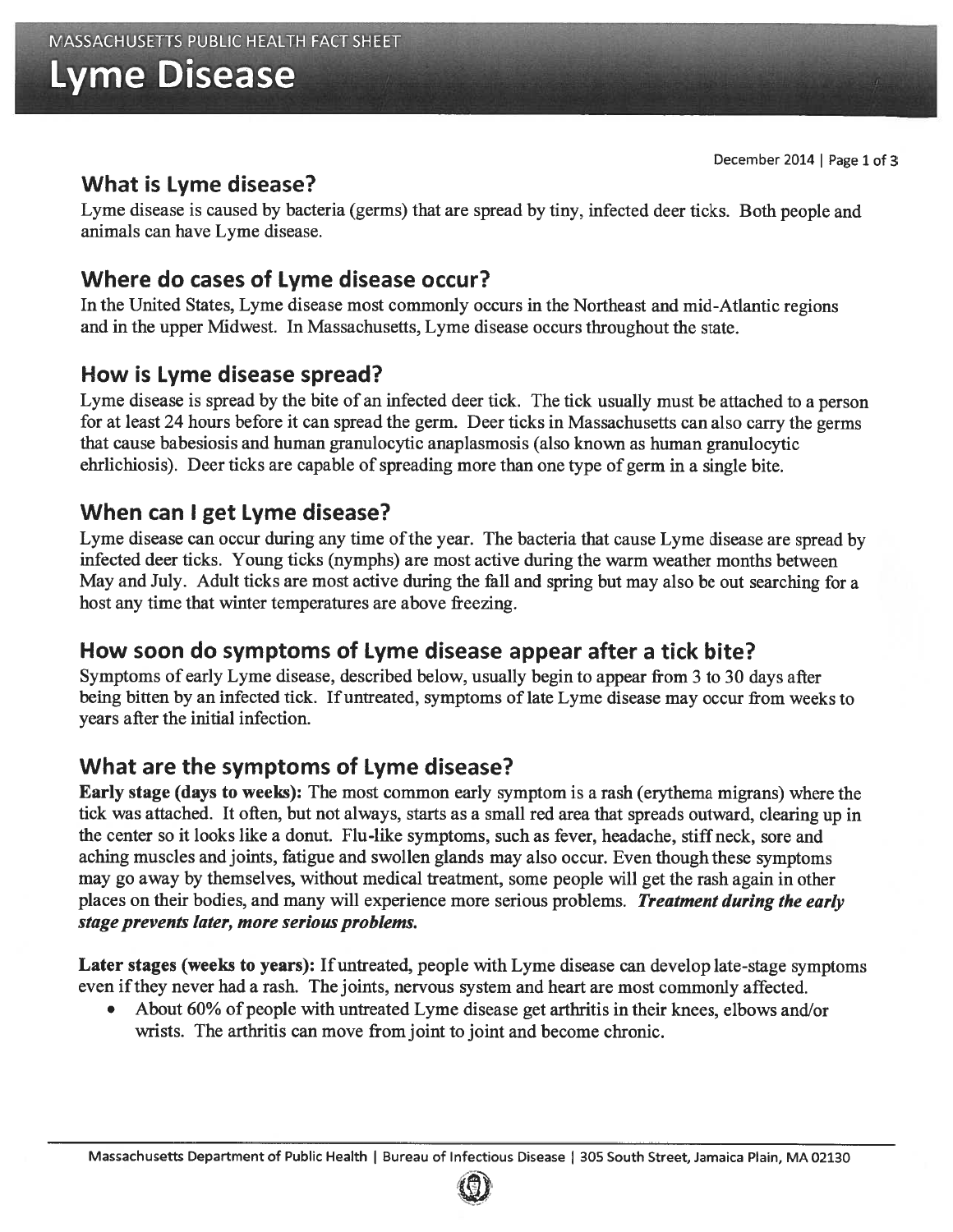MASSACHUSETTS PUBLIC HEALTH FACT SHEET

# Lyme Disease

December 2014

## What is Lyme disease?

Lyme disease is caused by bacteria (germs) that are spread by tiny, infected deer ticks. Both people and animals can have Lyme disease.

## Where do cases of Lyme disease occur?

In the United States, Lyme disease most commonly occurs in the Northeast and mid-Atlantic regions and in the upper Midwest. In Massachusetts, Lyme disease occurs throughout the state.

## How is Lyme disease spread?

Lyme disease is spread by the bite of an infected deer tick. The tick usually must be attached to a person for at least 24 hours before it can spread the germ. Deer ticks in Massachusetts can also carry the germs that cause babesiosis and human granulocytic anaplasmosis (also known as human granulocytic ehrlichiosis). Deer ticks are capable of spreading more than one type of germ in a single bite.

## When can I get Lyme disease?

Lyme disease can occur during any time of the year. The bacteria that cause Lyme disease are spread by infected deer ticks. Young ticks (nymphs) are most active during the warm weather months between May and July. Adult ticks are most active during the fall and spring but may also be out searching for a host any time that winter temperatures are above freezing.

## How soon do symptoms of Lyme disease appear after a tick bite?

Symptoms of early Lyme disease, described below, usually begin to appear from 3 to 30 days after being bitten by an infected tick. If untreated, symptoms of late Lyme disease may occur from weeks to years after the initial infection.

## What are the symptoms of Lyme disease?

**Early stage (days to weeks):** The most common early symptom is a rash (erythema migrans) where the tick was attached. It often, but not always, starts as a small red area that spreads outward, clearing up in the center so it looks like a donut. Flu-like symptoms, such as fever, headache, stiff neck, sore and aching muscles and joints, fatigue and swollen glands may also occur. Even though these symptoms may go away by themselves, without medical treatment, some people will get the rash again in other places on their bodies, and many will experience more serious problems. ***Treatment during the early stage prevents later, more serious problems.***

**Later stages (weeks to years):** If untreated, people with Lyme disease can develop late-stage symptoms even if they never had a rash. The joints, nervous system and heart are most commonly affected.

- About 60% of people with untreated Lyme disease get arthritis in their knees, elbows and/or wrists. The arthritis can move from joint to joint and become chronic.

Massachusetts Department of Public Health | Bureau of Infectious Disease | 305 South Street, Jamaica Plain, MA 02130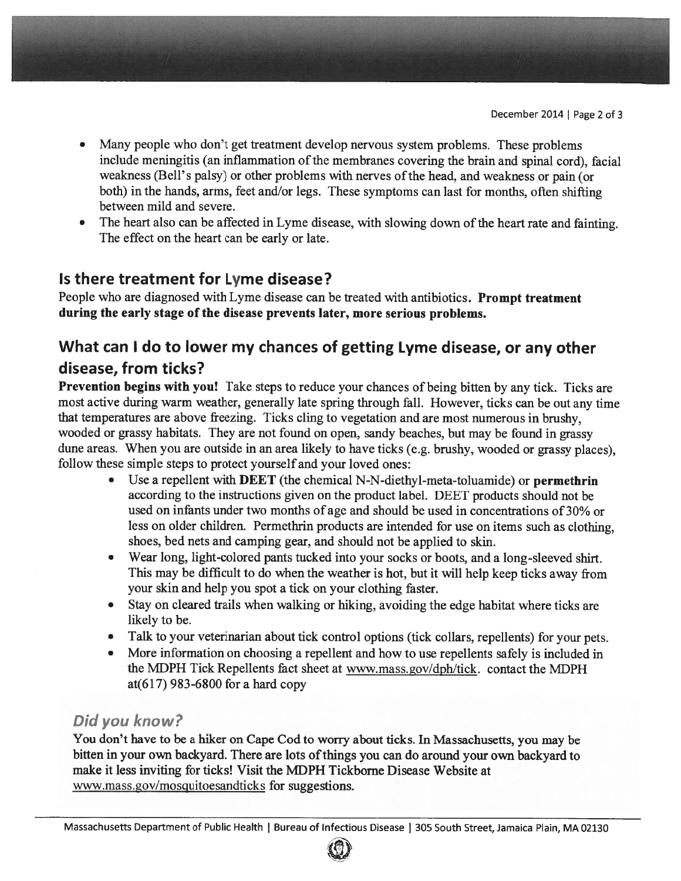- Many people who don't get treatment develop nervous system problems. These problems include meningitis (an inflammation of the membranes covering the brain and spinal cord), facial weakness (Bell's palsy) or other problems with nerves of the head, and weakness or pain (or both) in the hands, arms, feet and/or legs. These symptoms can last for months, often shifting between mild and severe.
- The heart also can be affected in Lyme disease, with slowing down of the heart rate and fainting. The effect on the heart can be early or late.

## Is there treatment for Lyme disease?

People who are diagnosed with Lyme disease can be treated with antibiotics. **Prompt treatment during the early stage of the disease prevents later, more serious problems.**

## What can I do to lower my chances of getting Lyme disease, or any other disease, from ticks?

**Prevention begins with you!** Take steps to reduce your chances of being bitten by any tick. Ticks are most active during warm weather, generally late spring through fall. However, ticks can be out any time that temperatures are above freezing. Ticks cling to vegetation and are most numerous in brushy, wooded or grassy habitats. They are not found on open, sandy beaches, but may be found in grassy dune areas. When you are outside in an area likely to have ticks (e.g. brushy, wooded or grassy places), follow these simple steps to protect yourself and your loved ones:

- Use a repellent with **DEET** (the chemical N-N-diethyl-meta-toluamide) or **permethrin** according to the instructions given on the product label. DEET products should not be used on infants under two months of age and should be used in concentrations of 30% or less on older children. Permethrin products are intended for use on items such as clothing, shoes, bed nets and camping gear, and should not be applied to skin.
- Wear long, light-colored pants tucked into your socks or boots, and a long-sleeved shirt. This may be difficult to do when the weather is hot, but it will help keep ticks away from your skin and help you spot a tick on your clothing faster.
- Stay on cleared trails when walking or hiking, avoiding the edge habitat where ticks are likely to be.
- Talk to your veterinarian about tick control options (tick collars, repellents) for your pets.
- More information on choosing a repellent and how to use repellents safely is included in the MDPH Tick Repellents fact sheet at www.mass.gov/dph/tick. contact the MDPH at(617) 983-6800 for a hard copy

### *Did you know?*

**You don't have to be a hiker on Cape Cod to worry about ticks. In Massachusetts, you may be bitten in your own backyard. There are lots of things you can do around your own backyard to make it less inviting for ticks! Visit the MDPH Tickborne Disease Website at www.mass.gov/mosquitoesandticks for suggestions.**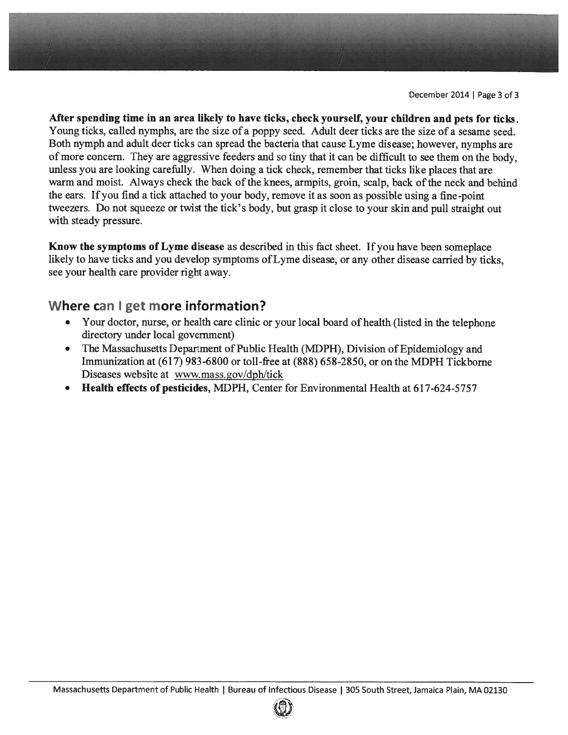**After spending time in an area likely to have ticks, check yourself, your children and pets for ticks.** Young ticks, called nymphs, are the size of a poppy seed. Adult deer ticks are the size of a sesame seed. Both nymph and adult deer ticks can spread the bacteria that cause Lyme disease; however, nymphs are of more concern. They are aggressive feeders and so tiny that it can be difficult to see them on the body, unless you are looking carefully. When doing a tick check, remember that ticks like places that are warm and moist. Always check the back of the knees, armpits, groin, scalp, back of the neck and behind the ears. If you find a tick attached to your body, remove it as soon as possible using a fine-point tweezers. Do not squeeze or twist the tick's body, but grasp it close to your skin and pull straight out with steady pressure.

**Know the symptoms of Lyme disease** as described in this fact sheet. If you have been someplace likely to have ticks and you develop symptoms of Lyme disease, or any other disease carried by ticks, see your health care provider right away.

## Where can I get more information?

- Your doctor, nurse, or health care clinic or your local board of health (listed in the telephone directory under local government)
- The Massachusetts Department of Public Health (MDPH), Division of Epidemiology and Immunization at (617) 983-6800 or toll-free at (888) 658-2850, or on the MDPH Tickborne Diseases website at www.mass.gov/dph/tick
- **Health effects of pesticides,** MDPH, Center for Environmental Health at 617-624-5757